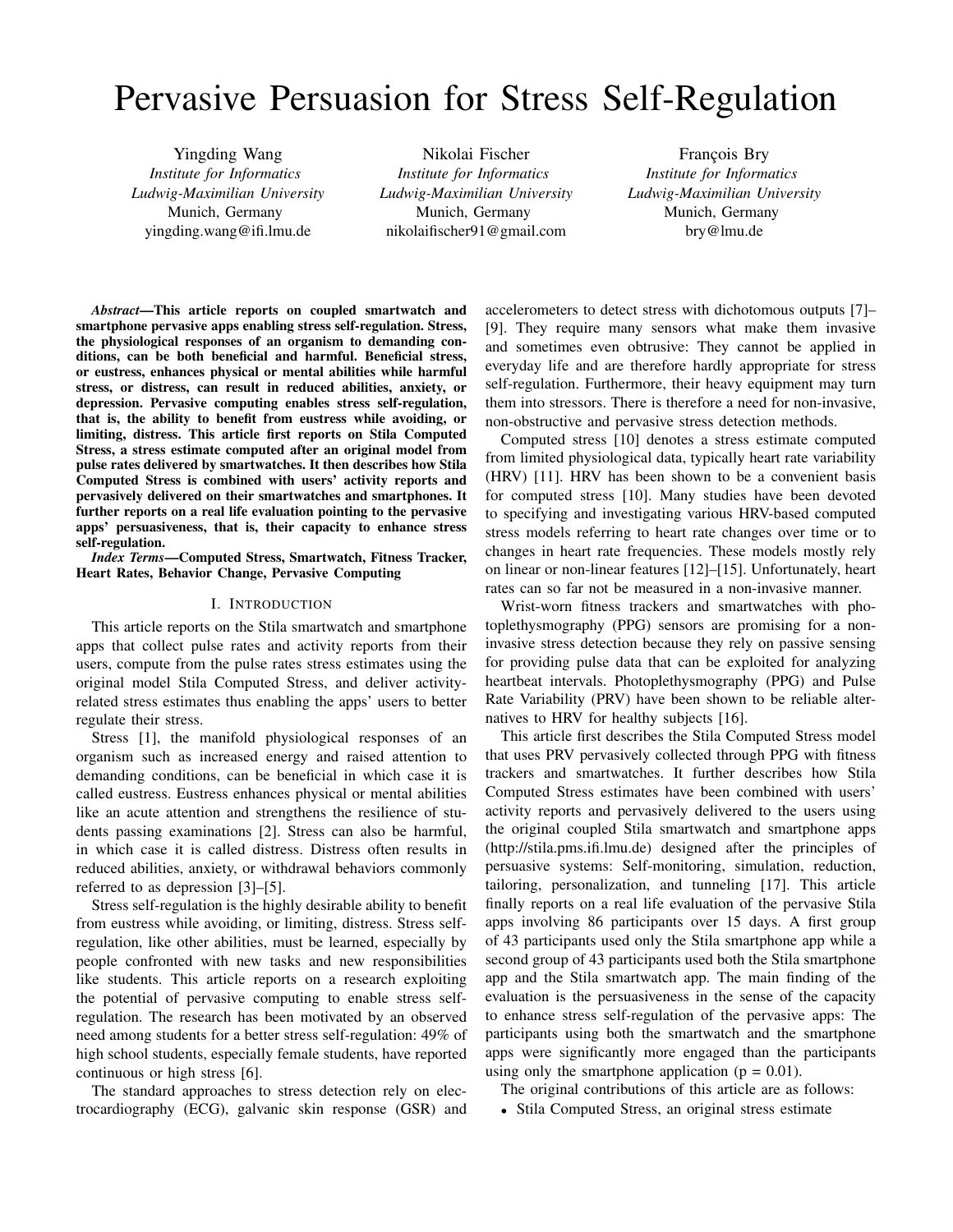# Pervasive Persuasion for Stress Self-Regulation

Yingding Wang
*Institute for Informatics*
*Ludwig-Maximilian University*
Munich, Germany
yingding.wang@ifi.lmu.de

Nikolai Fischer
*Institute for Informatics*
*Ludwig-Maximilian University*
Munich, Germany
nikolaifischer91@gmail.com

François Bry
*Institute for Informatics*
*Ludwig-Maximilian University*
Munich, Germany
bry@lmu.de

***Abstract*—This article reports on coupled smartwatch and smartphone pervasive apps enabling stress self-regulation. Stress, the physiological responses of an organism to demanding conditions, can be both beneficial and harmful. Beneficial stress, or eustress, enhances physical or mental abilities while harmful stress, or distress, can result in reduced abilities, anxiety, or depression. Pervasive computing enables stress self-regulation, that is, the ability to benefit from eustress while avoiding, or limiting, distress. This article first reports on Stila Computed Stress, a stress estimate computed after an original model from pulse rates delivered by smartwatches. It then describes how Stila Computed Stress is combined with users' activity reports and pervasively delivered on their smartwatches and smartphones. It further reports on a real life evaluation pointing to the pervasive apps' persuasiveness, that is, their capacity to enhance stress self-regulation.**

***Index Terms*—Computed Stress, Smartwatch, Fitness Tracker, Heart Rates, Behavior Change, Pervasive Computing**

## I. Introduction

This article reports on the Stila smartwatch and smartphone apps that collect pulse rates and activity reports from their users, compute from the pulse rates stress estimates using the original model Stila Computed Stress, and deliver activity-related stress estimates thus enabling the apps' users to better regulate their stress.

Stress [1], the manifold physiological responses of an organism such as increased energy and raised attention to demanding conditions, can be beneficial in which case it is called eustress. Eustress enhances physical or mental abilities like an acute attention and strengthens the resilience of students passing examinations [2]. Stress can also be harmful, in which case it is called distress. Distress often results in reduced abilities, anxiety, or withdrawal behaviors commonly referred to as depression [3]–[5].

Stress self-regulation is the highly desirable ability to benefit from eustress while avoiding, or limiting, distress. Stress self-regulation, like other abilities, must be learned, especially by people confronted with new tasks and new responsibilities like students. This article reports on a research exploiting the potential of pervasive computing to enable stress self-regulation. The research has been motivated by an observed need among students for a better stress self-regulation: 49% of high school students, especially female students, have reported continuous or high stress [6].

The standard approaches to stress detection rely on electrocardiography (ECG), galvanic skin response (GSR) and accelerometers to detect stress with dichotomous outputs [7]–[9]. They require many sensors what make them invasive and sometimes even obtrusive: They cannot be applied in everyday life and are therefore hardly appropriate for stress self-regulation. Furthermore, their heavy equipment may turn them into stressors. There is therefore a need for non-invasive, non-obstructive and pervasive stress detection methods.

Computed stress [10] denotes a stress estimate computed from limited physiological data, typically heart rate variability (HRV) [11]. HRV has been shown to be a convenient basis for computed stress [10]. Many studies have been devoted to specifying and investigating various HRV-based computed stress models referring to heart rate changes over time or to changes in heart rate frequencies. These models mostly rely on linear or non-linear features [12]–[15]. Unfortunately, heart rates can so far not be measured in a non-invasive manner.

Wrist-worn fitness trackers and smartwatches with photoplethysmography (PPG) sensors are promising for a non-invasive stress detection because they rely on passive sensing for providing pulse data that can be exploited for analyzing heartbeat intervals. Photoplethysmography (PPG) and Pulse Rate Variability (PRV) have been shown to be reliable alternatives to HRV for healthy subjects [16].

This article first describes the Stila Computed Stress model that uses PRV pervasively collected through PPG with fitness trackers and smartwatches. It further describes how Stila Computed Stress estimates have been combined with users' activity reports and pervasively delivered to the users using the original coupled Stila smartwatch and smartphone apps (http://stila.pms.ifi.lmu.de) designed after the principles of persuasive systems: Self-monitoring, simulation, reduction, tailoring, personalization, and tunneling [17]. This article finally reports on a real life evaluation of the pervasive Stila apps involving 86 participants over 15 days. A first group of 43 participants used only the Stila smartphone app while a second group of 43 participants used both the Stila smartphone app and the Stila smartwatch app. The main finding of the evaluation is the persuasiveness in the sense of the capacity to enhance stress self-regulation of the pervasive apps: The participants using both the smartwatch and the smartphone apps were significantly more engaged than the participants using only the smartphone application ($p = 0.01$).

The original contributions of this article are as follows:

- Stila Computed Stress, an original stress estimate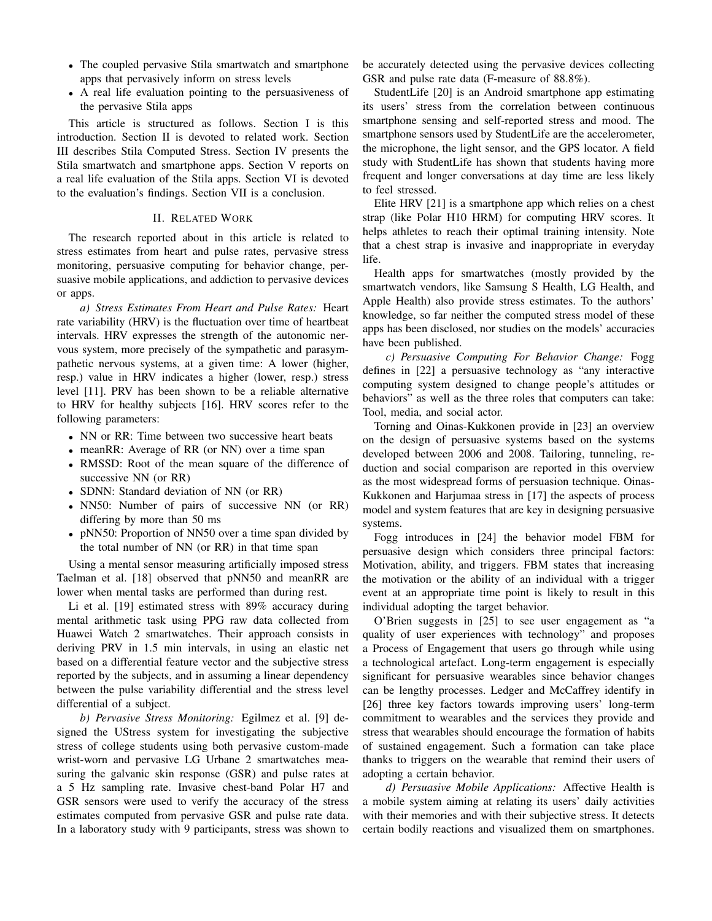- The coupled pervasive Stila smartwatch and smartphone apps that pervasively inform on stress levels
- A real life evaluation pointing to the persuasiveness of the pervasive Stila apps

This article is structured as follows. Section I is this introduction. Section II is devoted to related work. Section III describes Stila Computed Stress. Section IV presents the Stila smartwatch and smartphone apps. Section V reports on a real life evaluation of the Stila apps. Section VI is devoted to the evaluation's findings. Section VII is a conclusion.

## II. Related Work

The research reported about in this article is related to stress estimates from heart and pulse rates, pervasive stress monitoring, persuasive computing for behavior change, persuasive mobile applications, and addiction to pervasive devices or apps.

*a) Stress Estimates From Heart and Pulse Rates:* Heart rate variability (HRV) is the fluctuation over time of heartbeat intervals. HRV expresses the strength of the autonomic nervous system, more precisely of the sympathetic and parasympathetic nervous systems, at a given time: A lower (higher, resp.) value in HRV indicates a higher (lower, resp.) stress level [11]. PRV has been shown to be a reliable alternative to HRV for healthy subjects [16]. HRV scores refer to the following parameters:

- NN or RR: Time between two successive heart beats
- meanRR: Average of RR (or NN) over a time span
- RMSSD: Root of the mean square of the difference of successive NN (or RR)
- SDNN: Standard deviation of NN (or RR)
- NN50: Number of pairs of successive NN (or RR) differing by more than 50 ms
- pNN50: Proportion of NN50 over a time span divided by the total number of NN (or RR) in that time span

Using a mental sensor measuring artificially imposed stress Taelman et al. [18] observed that pNN50 and meanRR are lower when mental tasks are performed than during rest.

Li et al. [19] estimated stress with 89% accuracy during mental arithmetic task using PPG raw data collected from Huawei Watch 2 smartwatches. Their approach consists in deriving PRV in 1.5 min intervals, in using an elastic net based on a differential feature vector and the subjective stress reported by the subjects, and in assuming a linear dependency between the pulse variability differential and the stress level differential of a subject.

*b) Pervasive Stress Monitoring:* Egilmez et al. [9] designed the UStress system for investigating the subjective stress of college students using both pervasive custom-made wrist-worn and pervasive LG Urbane 2 smartwatches measuring the galvanic skin response (GSR) and pulse rates at a 5 Hz sampling rate. Invasive chest-band Polar H7 and GSR sensors were used to verify the accuracy of the stress estimates computed from pervasive GSR and pulse rate data. In a laboratory study with 9 participants, stress was shown to be accurately detected using the pervasive devices collecting GSR and pulse rate data (F-measure of 88.8%).

StudentLife [20] is an Android smartphone app estimating its users' stress from the correlation between continuous smartphone sensing and self-reported stress and mood. The smartphone sensors used by StudentLife are the accelerometer, the microphone, the light sensor, and the GPS locator. A field study with StudentLife has shown that students having more frequent and longer conversations at day time are less likely to feel stressed.

Elite HRV [21] is a smartphone app which relies on a chest strap (like Polar H10 HRM) for computing HRV scores. It helps athletes to reach their optimal training intensity. Note that a chest strap is invasive and inappropriate in everyday life.

Health apps for smartwatches (mostly provided by the smartwatch vendors, like Samsung S Health, LG Health, and Apple Health) also provide stress estimates. To the authors' knowledge, so far neither the computed stress model of these apps has been disclosed, nor studies on the models' accuracies have been published.

*c) Persuasive Computing For Behavior Change:* Fogg defines in [22] a persuasive technology as "any interactive computing system designed to change people's attitudes or behaviors" as well as the three roles that computers can take: Tool, media, and social actor.

Torning and Oinas-Kukkonen provide in [23] an overview on the design of persuasive systems based on the systems developed between 2006 and 2008. Tailoring, tunneling, reduction and social comparison are reported in this overview as the most widespread forms of persuasion technique. Oinas-Kukkonen and Harjumaa stress in [17] the aspects of process model and system features that are key in designing persuasive systems.

Fogg introduces in [24] the behavior model FBM for persuasive design which considers three principal factors: Motivation, ability, and triggers. FBM states that increasing the motivation or the ability of an individual with a trigger event at an appropriate time point is likely to result in this individual adopting the target behavior.

O'Brien suggests in [25] to see user engagement as "a quality of user experiences with technology" and proposes a Process of Engagement that users go through while using a technological artefact. Long-term engagement is especially significant for persuasive wearables since behavior changes can be lengthy processes. Ledger and McCaffrey identify in [26] three key factors towards improving users' long-term commitment to wearables and the services they provide and stress that wearables should encourage the formation of habits of sustained engagement. Such a formation can take place thanks to triggers on the wearable that remind their users of adopting a certain behavior.

*d) Persuasive Mobile Applications:* Affective Health is a mobile system aiming at relating its users' daily activities with their memories and with their subjective stress. It detects certain bodily reactions and visualized them on smartphones.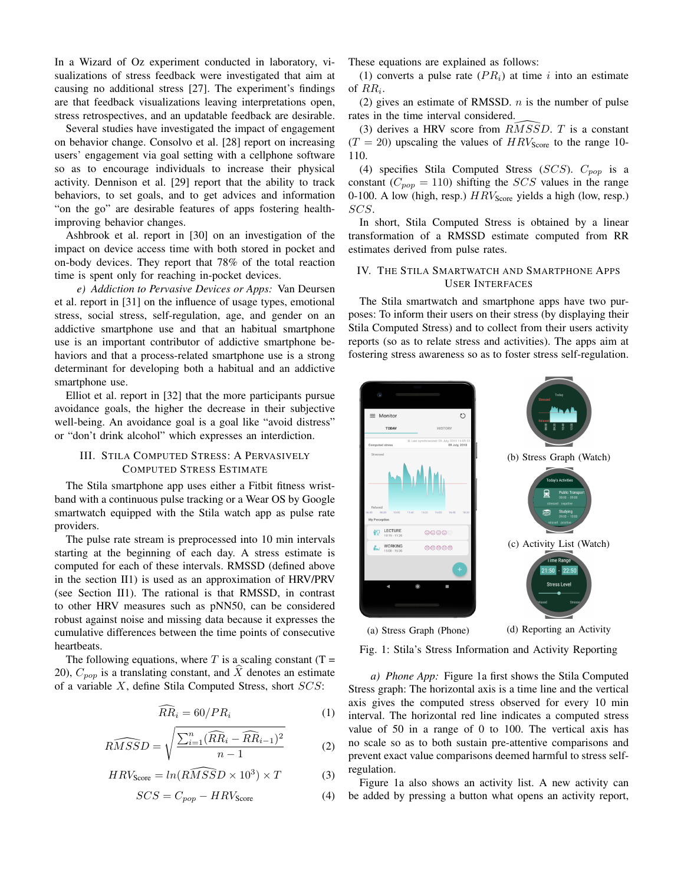In a Wizard of Oz experiment conducted in laboratory, visualizations of stress feedback were investigated that aim at causing no additional stress [27]. The experiment's findings are that feedback visualizations leaving interpretations open, stress retrospectives, and an updatable feedback are desirable.

Several studies have investigated the impact of engagement on behavior change. Consolvo et al. [28] report on increasing users' engagement via goal setting with a cellphone software so as to encourage individuals to increase their physical activity. Dennison et al. [29] report that the ability to track behaviors, to set goals, and to get advices and information "on the go" are desirable features of apps fostering health-improving behavior changes.

Ashbrook et al. report in [30] on an investigation of the impact on device access time with both stored in pocket and on-body devices. They report that 78% of the total reaction time is spent only for reaching in-pocket devices.

*e) Addiction to Pervasive Devices or Apps:* Van Deursen et al. report in [31] on the influence of usage types, emotional stress, social stress, self-regulation, age, and gender on an addictive smartphone use and that an habitual smartphone use is an important contributor of addictive smartphone behaviors and that a process-related smartphone use is a strong determinant for developing both a habitual and an addictive smartphone use.

Elliot et al. report in [32] that the more participants pursue avoidance goals, the higher the decrease in their subjective well-being. An avoidance goal is a goal like "avoid distress" or "don't drink alcohol" which expresses an interdiction.

## III. Stila Computed Stress: A Pervasively Computed Stress Estimate

The Stila smartphone app uses either a Fitbit fitness wristband with a continuous pulse tracking or a Wear OS by Google smartwatch equipped with the Stila watch app as pulse rate providers.

The pulse rate stream is preprocessed into 10 min intervals starting at the beginning of each day. A stress estimate is computed for each of these intervals. RMSSD (defined above in the section II1) is used as an approximation of HRV/PRV (see Section II1). The rational is that RMSSD, in contrast to other HRV measures such as pNN50, can be considered robust against noise and missing data because it expresses the cumulative differences between the time points of consecutive heartbeats.

The following equations, where $T$ is a scaling constant (T = 20), $C_{pop}$ is a translating constant, and $\widehat{X}$ denotes an estimate of a variable $X$, define Stila Computed Stress, short $SCS$:

$$\widehat{RR}_i = 60/PR_i \tag{1}$$

$$\widehat{RMSSD} = \sqrt{\frac{\sum_{i=1}^{n}(\widehat{RR}_i - \widehat{RR}_{i-1})^2}{n-1}} \tag{2}$$

$$HRV_{\text{Score}} = ln(\widehat{RMSSD} \times 10^3) \times T \tag{3}$$

$$SCS = C_{pop} - HRV_{\text{Score}} \tag{4}$$

These equations are explained as follows:

(1) converts a pulse rate ($PR_i$) at time $i$ into an estimate of $RR_i$.

(2) gives an estimate of RMSSD. $n$ is the number of pulse rates in the time interval considered.

(3) derives a HRV score from $\widehat{RMSSD}$. $T$ is a constant ($T = 20$) upscaling the values of $HRV_{\text{Score}}$ to the range 10-110.

(4) specifies Stila Computed Stress ($SCS$). $C_{pop}$ is a constant ($C_{pop} = 110$) shifting the $SCS$ values in the range 0-100. A low (high, resp.) $HRV_{\text{Score}}$ yields a high (low, resp.) $SCS$.

In short, Stila Computed Stress is obtained by a linear transformation of a RMSSD estimate computed from RR estimates derived from pulse rates.

## IV. The Stila Smartwatch and Smartphone Apps User Interfaces

The Stila smartwatch and smartphone apps have two purposes: To inform their users on their stress (by displaying their Stila Computed Stress) and to collect from their users activity reports (so as to relate stress and activities). The apps aim at fostering stress awareness so as to foster stress self-regulation.

(a) Stress Graph (Phone)

(b) Stress Graph (Watch)

(c) Activity List (Watch)

(d) Reporting an Activity

Fig. 1: Stila's Stress Information and Activity Reporting

*a) Phone App:* Figure 1a first shows the Stila Computed Stress graph: The horizontal axis is a time line and the vertical axis gives the computed stress observed for every 10 min interval. The horizontal red line indicates a computed stress value of 50 in a range of 0 to 100. The vertical axis has no scale so as to both sustain pre-attentive comparisons and prevent exact value comparisons deemed harmful to stress self-regulation.

Figure 1a also shows an activity list. A new activity can be added by pressing a button what opens an activity report,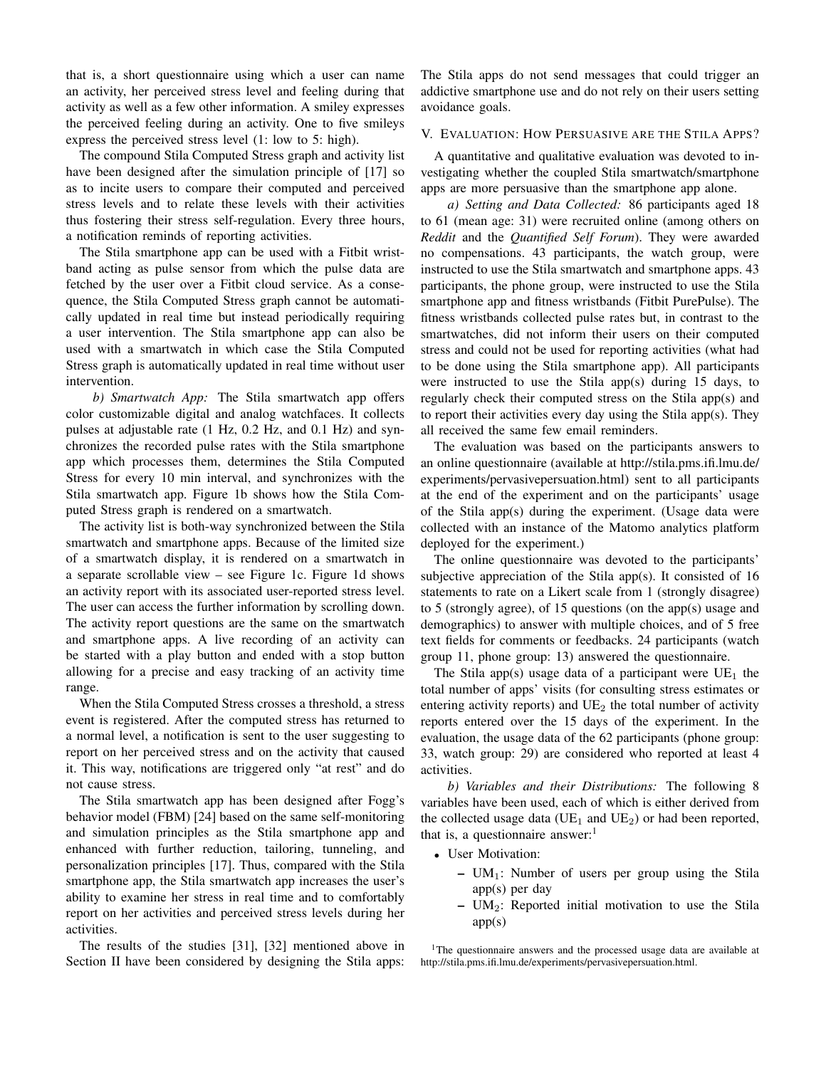that is, a short questionnaire using which a user can name an activity, her perceived stress level and feeling during that activity as well as a few other information. A smiley expresses the perceived feeling during an activity. One to five smileys express the perceived stress level (1: low to 5: high).

The compound Stila Computed Stress graph and activity list have been designed after the simulation principle of [17] so as to incite users to compare their computed and perceived stress levels and to relate these levels with their activities thus fostering their stress self-regulation. Every three hours, a notification reminds of reporting activities.

The Stila smartphone app can be used with a Fitbit wristband acting as pulse sensor from which the pulse data are fetched by the user over a Fitbit cloud service. As a consequence, the Stila Computed Stress graph cannot be automatically updated in real time but instead periodically requiring a user intervention. The Stila smartphone app can also be used with a smartwatch in which case the Stila Computed Stress graph is automatically updated in real time without user intervention.

*b) Smartwatch App:* The Stila smartwatch app offers color customizable digital and analog watchfaces. It collects pulses at adjustable rate (1 Hz, 0.2 Hz, and 0.1 Hz) and synchronizes the recorded pulse rates with the Stila smartphone app which processes them, determines the Stila Computed Stress for every 10 min interval, and synchronizes with the Stila smartwatch app. Figure 1b shows how the Stila Computed Stress graph is rendered on a smartwatch.

The activity list is both-way synchronized between the Stila smartwatch and smartphone apps. Because of the limited size of a smartwatch display, it is rendered on a smartwatch in a separate scrollable view – see Figure 1c. Figure 1d shows an activity report with its associated user-reported stress level. The user can access the further information by scrolling down. The activity report questions are the same on the smartwatch and smartphone apps. A live recording of an activity can be started with a play button and ended with a stop button allowing for a precise and easy tracking of an activity time range.

When the Stila Computed Stress crosses a threshold, a stress event is registered. After the computed stress has returned to a normal level, a notification is sent to the user suggesting to report on her perceived stress and on the activity that caused it. This way, notifications are triggered only "at rest" and do not cause stress.

The Stila smartwatch app has been designed after Fogg's behavior model (FBM) [24] based on the same self-monitoring and simulation principles as the Stila smartphone app and enhanced with further reduction, tailoring, tunneling, and personalization principles [17]. Thus, compared with the Stila smartphone app, the Stila smartwatch app increases the user's ability to examine her stress in real time and to comfortably report on her activities and perceived stress levels during her activities.

The results of the studies [31], [32] mentioned above in Section II have been considered by designing the Stila apps: The Stila apps do not send messages that could trigger an addictive smartphone use and do not rely on their users setting avoidance goals.

## V. Evaluation: How Persuasive are the Stila Apps?

A quantitative and qualitative evaluation was devoted to investigating whether the coupled Stila smartwatch/smartphone apps are more persuasive than the smartphone app alone.

*a) Setting and Data Collected:* 86 participants aged 18 to 61 (mean age: 31) were recruited online (among others on *Reddit* and the *Quantified Self Forum*). They were awarded no compensations. 43 participants, the watch group, were instructed to use the Stila smartwatch and smartphone apps. 43 participants, the phone group, were instructed to use the Stila smartphone app and fitness wristbands (Fitbit PurePulse). The fitness wristbands collected pulse rates but, in contrast to the smartwatches, did not inform their users on their computed stress and could not be used for reporting activities (what had to be done using the Stila smartphone app). All participants were instructed to use the Stila app(s) during 15 days, to regularly check their computed stress on the Stila app(s) and to report their activities every day using the Stila app(s). They all received the same few email reminders.

The evaluation was based on the participants answers to an online questionnaire (available at http://stila.pms.ifi.lmu.de/experiments/pervasivepersuation.html) sent to all participants at the end of the experiment and on the participants' usage of the Stila app(s) during the experiment. (Usage data were collected with an instance of the Matomo analytics platform deployed for the experiment.)

The online questionnaire was devoted to the participants' subjective appreciation of the Stila app(s). It consisted of 16 statements to rate on a Likert scale from 1 (strongly disagree) to 5 (strongly agree), of 15 questions (on the app(s) usage and demographics) to answer with multiple choices, and of 5 free text fields for comments or feedbacks. 24 participants (watch group 11, phone group: 13) answered the questionnaire.

The Stila app(s) usage data of a participant were $UE_1$ the total number of apps' visits (for consulting stress estimates or entering activity reports) and $UE_2$ the total number of activity reports entered over the 15 days of the experiment. In the evaluation, the usage data of the 62 participants (phone group: 33, watch group: 29) are considered who reported at least 4 activities.

*b) Variables and their Distributions:* The following 8 variables have been used, each of which is either derived from the collected usage data ($UE_1$ and $UE_2$) or had been reported, that is, a questionnaire answer:[1]

- User Motivation:
  - $UM_1$: Number of users per group using the Stila app(s) per day
  - $UM_2$: Reported initial motivation to use the Stila app(s)

[1] The questionnaire answers and the processed usage data are available at http://stila.pms.ifi.lmu.de/experiments/pervasivepersuation.html.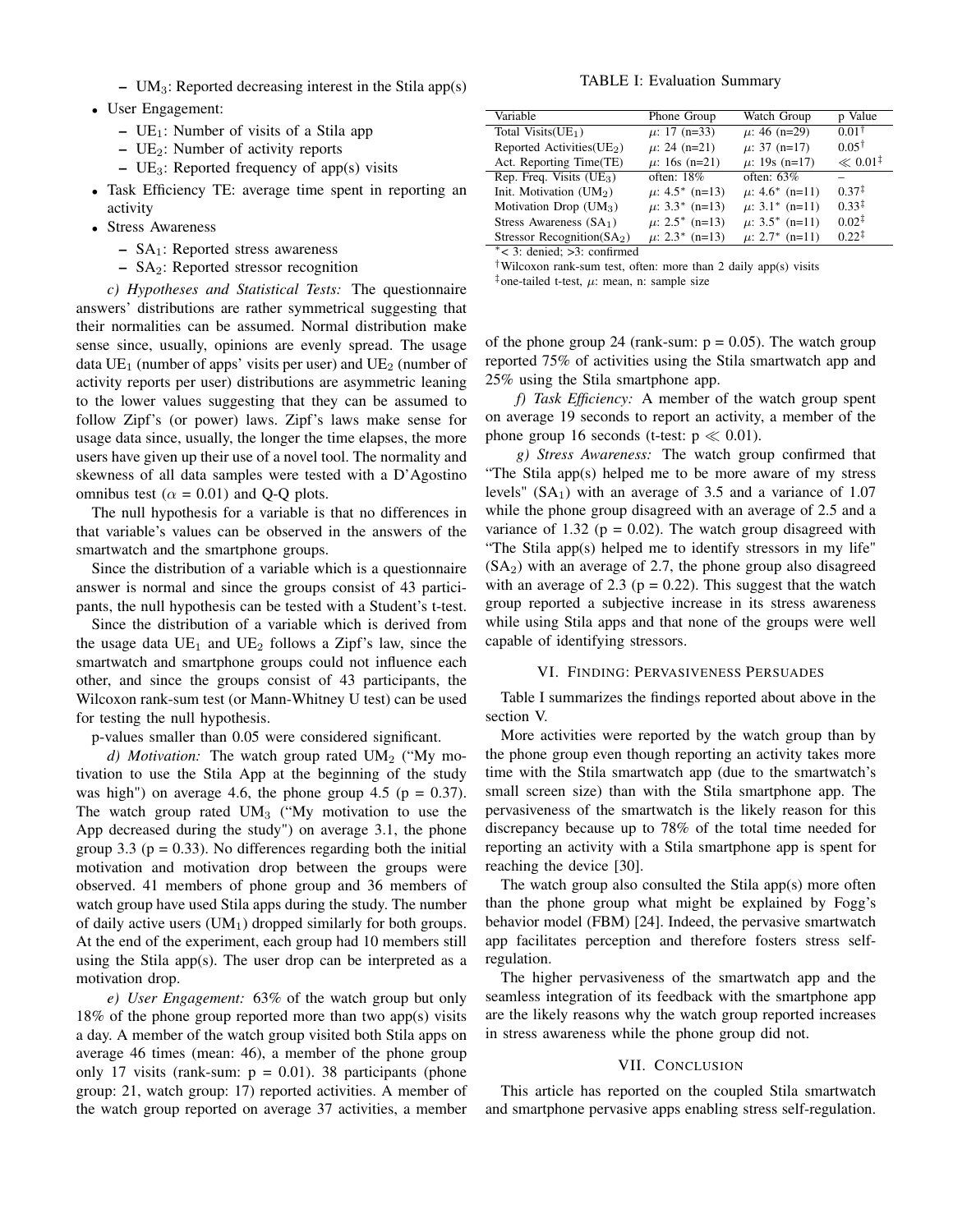- $UM_3$: Reported decreasing interest in the Stila app(s)

- User Engagement:
  - $UE_1$: Number of visits of a Stila app
  - $UE_2$: Number of activity reports
  - $UE_3$: Reported frequency of app(s) visits
- Task Efficiency TE: average time spent in reporting an activity
- Stress Awareness
  - $SA_1$: Reported stress awareness
  - $SA_2$: Reported stressor recognition

*c) Hypotheses and Statistical Tests:* The questionnaire answers' distributions are rather symmetrical suggesting that their normalities can be assumed. Normal distribution make sense since, usually, opinions are evenly spread. The usage data $UE_1$ (number of apps' visits per user) and $UE_2$ (number of activity reports per user) distributions are asymmetric leaning to the lower values suggesting that they can be assumed to follow Zipf's (or power) laws. Zipf's laws make sense for usage data since, usually, the longer the time elapses, the more users have given up their use of a novel tool. The normality and skewness of all data samples were tested with a D'Agostino omnibus test ($\alpha$ = 0.01) and Q-Q plots.

The null hypothesis for a variable is that no differences in that variable's values can be observed in the answers of the smartwatch and the smartphone groups.

Since the distribution of a variable which is a questionnaire answer is normal and since the groups consist of 43 participants, the null hypothesis can be tested with a Student's t-test.

Since the distribution of a variable which is derived from the usage data $UE_1$ and $UE_2$ follows a Zipf's law, since the smartwatch and smartphone groups could not influence each other, and since the groups consist of 43 participants, the Wilcoxon rank-sum test (or Mann-Whitney U test) can be used for testing the null hypothesis.

p-values smaller than 0.05 were considered significant.

*d) Motivation:* The watch group rated $UM_2$ ("My motivation to use the Stila App at the beginning of the study was high") on average 4.6, the phone group 4.5 (p = 0.37). The watch group rated $UM_3$ ("My motivation to use the App decreased during the study") on average 3.1, the phone group 3.3 (p = 0.33). No differences regarding both the initial motivation and motivation drop between the groups were observed. 41 members of phone group and 36 members of watch group have used Stila apps during the study. The number of daily active users ($UM_1$) dropped similarly for both groups. At the end of the experiment, each group had 10 members still using the Stila app(s). The user drop can be interpreted as a motivation drop.

*e) User Engagement:* 63% of the watch group but only 18% of the phone group reported more than two app(s) visits a day. A member of the watch group visited both Stila apps on average 46 times (mean: 46), a member of the phone group only 17 visits (rank-sum: p = 0.01). 38 participants (phone group: 21, watch group: 17) reported activities. A member of the watch group reported on average 37 activities, a member of the phone group 24 (rank-sum: p = 0.05). The watch group reported 75% of activities using the Stila smartwatch app and 25% using the Stila smartphone app.

*f) Task Efficiency:* A member of the watch group spent on average 19 seconds to report an activity, a member of the phone group 16 seconds (t-test: $p \ll 0.01$).

*g) Stress Awareness:* The watch group confirmed that "The Stila app(s) helped me to be more aware of my stress levels" ($SA_1$) with an average of 3.5 and a variance of 1.07 while the phone group disagreed with an average of 2.5 and a variance of 1.32 (p = 0.02). The watch group disagreed with "The Stila app(s) helped me to identify stressors in my life" ($SA_2$) with an average of 2.7, the phone group also disagreed with an average of 2.3 (p = 0.22). This suggest that the watch group reported a subjective increase in its stress awareness while using Stila apps and that none of the groups were well capable of identifying stressors.

TABLE I: Evaluation Summary

| Variable | Phone Group | Watch Group | p Value |
|---|---|---|---|
| Total Visits($UE_1$) | $\mu$: 17 (n=33) | $\mu$: 46 (n=29) | 0.01[†] |
| Reported Activities($UE_2$) | $\mu$: 24 (n=21) | $\mu$: 37 (n=17) | 0.05[†] |
| Act. Reporting Time(TE) | $\mu$: 16s (n=21) | $\mu$: 19s (n=17) | $\ll 0.01$[‡] |
| Rep. Freq. Visits ($UE_3$) | often: 18% | often: 63% | – |
| Init. Motivation ($UM_2$) | $\mu$: 4.5* (n=13) | $\mu$: 4.6* (n=11) | 0.37[‡] |
| Motivation Drop ($UM_3$) | $\mu$: 3.3* (n=13) | $\mu$: 3.1* (n=11) | 0.33[‡] |
| Stress Awareness ($SA_1$) | $\mu$: 2.5* (n=13) | $\mu$: 3.5* (n=11) | 0.02[‡] |
| Stressor Recognition($SA_2$) | $\mu$: 2.3* (n=13) | $\mu$: 2.7* (n=11) | 0.22[‡] |

*< 3: denied; >3: confirmed

[†]Wilcoxon rank-sum test, often: more than 2 daily app(s) visits

[‡]one-tailed t-test, $\mu$: mean, n: sample size

## VI. Finding: Pervasiveness Persuades

Table I summarizes the findings reported about above in the section V.

More activities were reported by the watch group than by the phone group even though reporting an activity takes more time with the Stila smartwatch app (due to the smartwatch's small screen size) than with the Stila smartphone app. The pervasiveness of the smartwatch is the likely reason for this discrepancy because up to 78% of the total time needed for reporting an activity with a Stila smartphone app is spent for reaching the device [30].

The watch group also consulted the Stila app(s) more often than the phone group what might be explained by Fogg's behavior model (FBM) [24]. Indeed, the pervasive smartwatch app facilitates perception and therefore fosters stress self-regulation.

The higher pervasiveness of the smartwatch app and the seamless integration of its feedback with the smartphone app are the likely reasons why the watch group reported increases in stress awareness while the phone group did not.

## VII. Conclusion

This article has reported on the coupled Stila smartwatch and smartphone pervasive apps enabling stress self-regulation.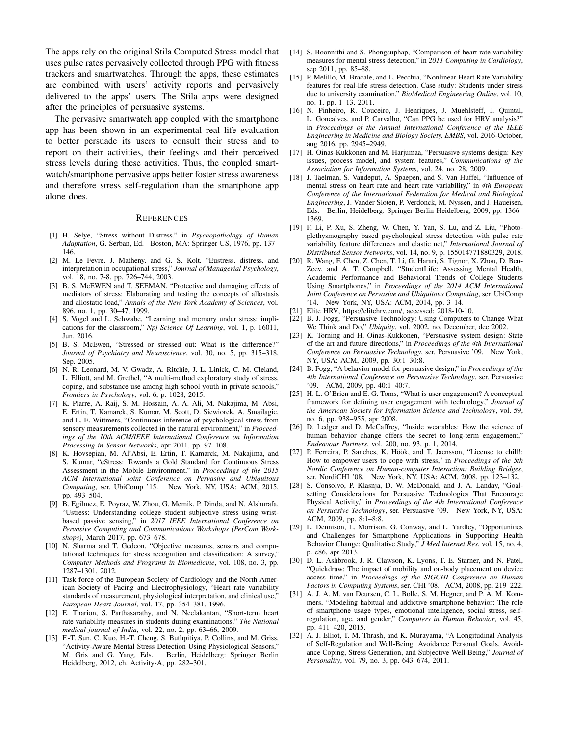The apps rely on the original Stila Computed Stress model that uses pulse rates pervasively collected through PPG with fitness trackers and smartwatches. Through the apps, these estimates are combined with users' activity reports and pervasively delivered to the apps' users. The Stila apps were designed after the principles of persuasive systems.

The pervasive smartwatch app coupled with the smartphone app has been shown in an experimental real life evaluation to better persuade its users to consult their stress and to report on their activities, their feelings and their perceived stress levels during these activities. Thus, the coupled smartwatch/smartphone pervasive apps better foster stress awareness and therefore stress self-regulation than the smartphone app alone does.

## References

[1] H. Selye, "Stress without Distress," in *Psychopathology of Human Adaptation*, G. Serban, Ed. Boston, MA: Springer US, 1976, pp. 137–146.

[2] M. Le Fevre, J. Matheny, and G. S. Kolt, "Eustress, distress, and interpretation in occupational stress," *Journal of Managerial Psychology*, vol. 18, no. 7-8, pp. 726–744, 2003.

[3] B. S. McEWEN and T. SEEMAN, "Protective and damaging effects of mediators of stress: Elaborating and testing the concepts of allostasis and allostatic load," *Annals of the New York Academy of Sciences*, vol. 896, no. 1, pp. 30–47, 1999.

[4] S. Vogel and L. Schwabe, "Learning and memory under stress: implications for the classroom," *Npj Science Of Learning*, vol. 1, p. 16011, Jun. 2016.

[5] B. S. McEwen, "Stressed or stressed out: What is the difference?" *Journal of Psychiatry and Neuroscience*, vol. 30, no. 5, pp. 315–318, Sep. 2005.

[6] N. R. Leonard, M. V. Gwadz, A. Ritchie, J. L. Linick, C. M. Cleland, L. Elliott, and M. Grethel, "A multi-method exploratory study of stress, coping, and substance use among high school youth in private schools," *Frontiers in Psychology*, vol. 6, p. 1028, 2015.

[7] K. Plarre, A. Raij, S. M. Hossain, A. A. Ali, M. Nakajima, M. Absi, E. Ertin, T. Kamarck, S. Kumar, M. Scott, D. Siewiorek, A. Smailagic, and L. E. Wittmers, "Continuous inference of psychological stress from sensory measurements collected in the natural environment," in *Proceedings of the 10th ACM/IEEE International Conference on Information Processing in Sensor Networks*, apr 2011, pp. 97–108.

[8] K. Hovsepian, M. Al'Absi, E. Ertin, T. Kamarck, M. Nakajima, and S. Kumar, "cStress: Towards a Gold Standard for Continuous Stress Assessment in the Mobile Environment," in *Proceedings of the 2015 ACM International Joint Conference on Pervasive and Ubiquitous Computing*, ser. UbiComp '15. New York, NY, USA: ACM, 2015, pp. 493–504.

[9] B. Egilmez, E. Poyraz, W. Zhou, G. Memik, P. Dinda, and N. Alshurafa, "Ustress: Understanding college student subjective stress using wrist-based passive sensing," in *2017 IEEE International Conference on Pervasive Computing and Communications Workshops (PerCom Workshops)*, March 2017, pp. 673–678.

[10] N. Sharma and T. Gedeon, "Objective measures, sensors and computational techniques for stress recognition and classification: A survey," *Computer Methods and Programs in Biomedicine*, vol. 108, no. 3, pp. 1287–1301, 2012.

[11] Task force of the European Society of Cardiology and the North American Society of Pacing and Electrophysiology, "Heart rate variability standards of measurement, physiological interpretation, and clinical use," *European Heart Journal*, vol. 17, pp. 354–381, 1996.

[12] E. Tharion, S. Parthasarathy, and N. Neelakantan, "Short-term heart rate variability measures in students during examinations." *The National medical journal of India*, vol. 22, no. 2, pp. 63–66, 2009.

[13] F.-T. Sun, C. Kuo, H.-T. Cheng, S. Buthpitiya, P. Collins, and M. Griss, "Activity-Aware Mental Stress Detection Using Physiological Sensors," M. Gris and G. Yang, Eds. Berlin, Heidelberg: Springer Berlin Heidelberg, 2012, ch. Activity-A, pp. 282–301.

[14] S. Boonnithi and S. Phongsuphap, "Comparison of heart rate variability measures for mental stress detection," in *2011 Computing in Cardiology*, sep 2011, pp. 85–88.

[15] P. Melillo, M. Bracale, and L. Pecchia, "Nonlinear Heart Rate Variability features for real-life stress detection. Case study: Students under stress due to university examination," *BioMedical Engineering Online*, vol. 10, no. 1, pp. 1–13, 2011.

[16] N. Pinheiro, R. Couceiro, J. Henriques, J. Muehlsteff, I. Quintal, L. Goncalves, and P. Carvalho, "Can PPG be used for HRV analysis?" in *Proceedings of the Annual International Conference of the IEEE Engineering in Medicine and Biology Society, EMBS*, vol. 2016-October, aug 2016, pp. 2945–2949.

[17] H. Oinas-Kukkonen and M. Harjumaa, "Persuasive systems design: Key issues, process model, and system features," *Communications of the Association for Information Systems*, vol. 24, no. 28, 2009.

[18] J. Taelman, S. Vandeput, A. Spaepen, and S. Van Huffel, "Influence of mental stress on heart rate and heart rate variability," in *4th European Conference of the International Federation for Medical and Biological Engineering*, J. Vander Sloten, P. Verdonck, M. Nyssen, and J. Haueisen, Eds. Berlin, Heidelberg: Springer Berlin Heidelberg, 2009, pp. 1366–1369.

[19] F. Li, P. Xu, S. Zheng, W. Chen, Y. Yan, S. Lu, and Z. Liu, "Photoplethysmography based psychological stress detection with pulse rate variability feature differences and elastic net," *International Journal of Distributed Sensor Networks*, vol. 14, no. 9, p. 155014771880329, 2018.

[20] R. Wang, F. Chen, Z. Chen, T. Li, G. Harari, S. Tignor, X. Zhou, D. Ben-Zeev, and A. T. Campbell, "StudentLife: Assessing Mental Health, Academic Performance and Behavioral Trends of College Students Using Smartphones," in *Proceedings of the 2014 ACM International Joint Conference on Pervasive and Ubiquitous Computing*, ser. UbiComp '14. New York, NY, USA: ACM, 2014, pp. 3–14.

[21] Elite HRV, https://elitehrv.com/, accessed: 2018-10-10.

[22] B. J. Fogg, "Persuasive Technology: Using Computers to Change What We Think and Do," *Ubiquity*, vol. 2002, no. December, dec 2002.

[23] K. Torning and H. Oinas-Kukkonen, "Persuasive system design: State of the art and future directions," in *Proceedings of the 4th International Conference on Persuasive Technology*, ser. Persuasive '09. New York, NY, USA: ACM, 2009, pp. 30:1–30:8.

[24] B. Fogg, "A behavior model for persuasive design," in *Proceedings of the 4th International Conference on Persuasive Technology*, ser. Persuasive '09. ACM, 2009, pp. 40:1–40:7.

[25] H. L. O'Brien and E. G. Toms, "What is user engagement? A conceptual framework for defining user engagement with technology," *Journal of the American Society for Information Science and Technology*, vol. 59, no. 6, pp. 938–955, apr 2008.

[26] D. Ledger and D. McCaffrey, "Inside wearables: How the science of human behavior change offers the secret to long-term engagement," *Endeavour Partners*, vol. 200, no. 93, p. 1, 2014.

[27] P. Ferreira, P. Sanches, K. Höök, and T. Jaensson, "License to chill!: How to empower users to cope with stress," in *Proceedings of the 5th Nordic Conference on Human-computer Interaction: Building Bridges*, ser. NordiCHI '08. New York, NY, USA: ACM, 2008, pp. 123–132.

[28] S. Consolvo, P. Klasnja, D. W. McDonald, and J. A. Landay, "Goal-setting Considerations for Persuasive Technologies That Encourage Physical Activity," in *Proceedings of the 4th International Conference on Persuasive Technology*, ser. Persuasive '09. New York, NY, USA: ACM, 2009, pp. 8:1–8:8.

[29] L. Dennison, L. Morrison, G. Conway, and L. Yardley, "Opportunities and Challenges for Smartphone Applications in Supporting Health Behavior Change: Qualitative Study," *J Med Internet Res*, vol. 15, no. 4, p. e86, apr 2013.

[30] D. L. Ashbrook, J. R. Clawson, K. Lyons, T. E. Starner, and N. Patel, "Quickdraw: The impact of mobility and on-body placement on device access time," in *Proceedings of the SIGCHI Conference on Human Factors in Computing Systems*, ser. CHI '08. ACM, 2008, pp. 219–222.

[31] A. J. A. M. van Deursen, C. L. Bolle, S. M. Hegner, and P. A. M. Kommers, "Modeling habitual and addictive smartphone behavior: The role of smartphone usage types, emotional intelligence, social stress, self-regulation, age, and gender," *Computers in Human Behavior*, vol. 45, pp. 411–420, 2015.

[32] A. J. Elliot, T. M. Thrash, and K. Murayama, "A Longitudinal Analysis of Self-Regulation and Well-Being: Avoidance Personal Goals, Avoidance Coping, Stress Generation, and Subjective Well-Being," *Journal of Personality*, vol. 79, no. 3, pp. 643–674, 2011.